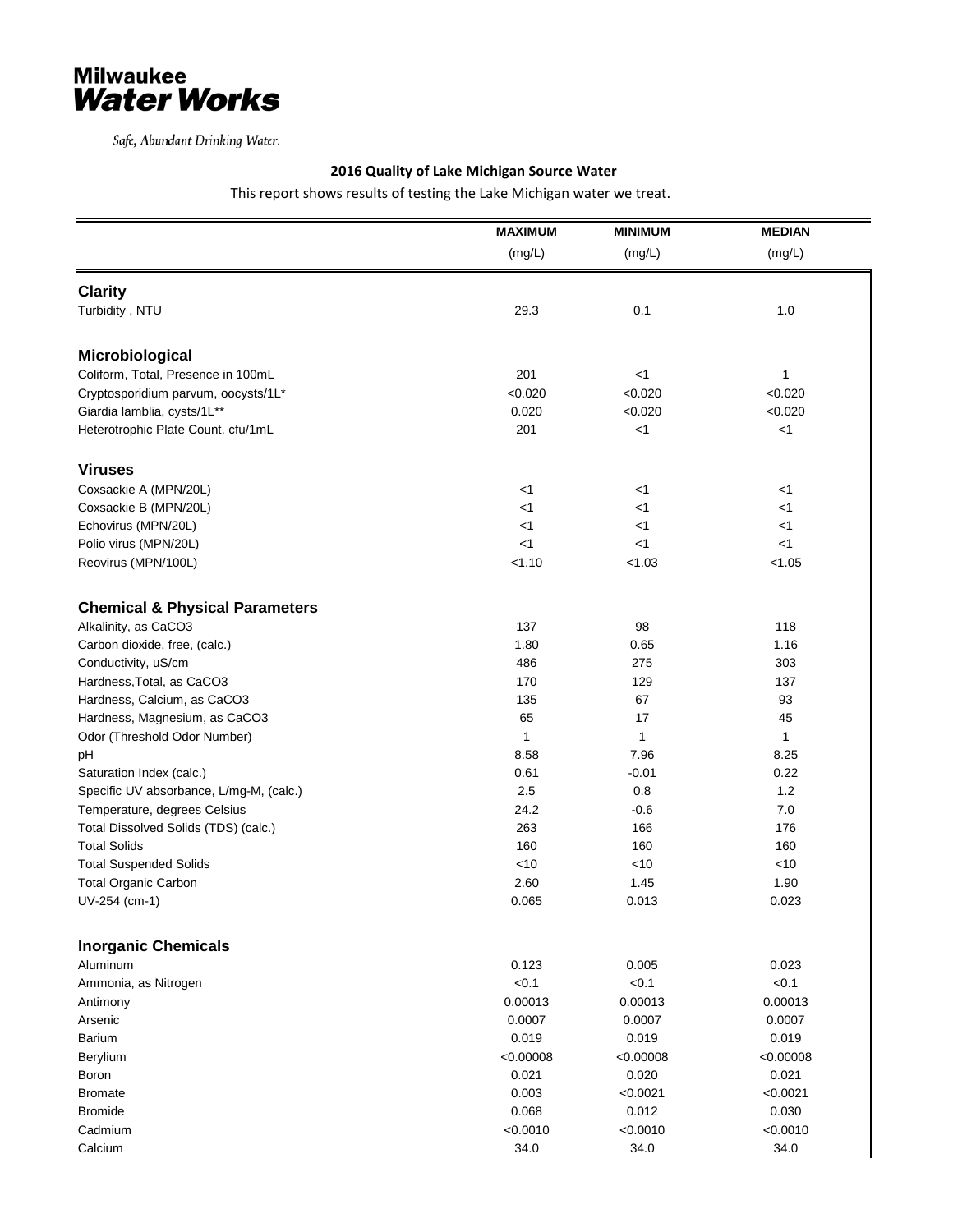**Milwaukee**
***Water Works***

*Safe, Abundant Drinking Water.*

## 2016 Quality of Lake Michigan Source Water

This report shows results of testing the Lake Michigan water we treat.

| | MAXIMUM (mg/L) | MINIMUM (mg/L) | MEDIAN (mg/L) |
|---|---|---|---|
| **Clarity** | | | |
| Turbidity , NTU | 29.3 | 0.1 | 1.0 |
| **Microbiological** | | | |
| Coliform, Total, Presence in 100mL | 201 | <1 | 1 |
| Cryptosporidium parvum, oocysts/1L* | <0.020 | <0.020 | <0.020 |
| Giardia lamblia, cysts/1L** | 0.020 | <0.020 | <0.020 |
| Heterotrophic Plate Count, cfu/1mL | 201 | <1 | <1 |
| **Viruses** | | | |
| Coxsackie A (MPN/20L) | <1 | <1 | <1 |
| Coxsackie B (MPN/20L) | <1 | <1 | <1 |
| Echovirus (MPN/20L) | <1 | <1 | <1 |
| Polio virus (MPN/20L) | <1 | <1 | <1 |
| Reovirus (MPN/100L) | <1.10 | <1.03 | <1.05 |
| **Chemical & Physical Parameters** | | | |
| Alkalinity, as CaCO3 | 137 | 98 | 118 |
| Carbon dioxide, free, (calc.) | 1.80 | 0.65 | 1.16 |
| Conductivity, uS/cm | 486 | 275 | 303 |
| Hardness,Total, as CaCO3 | 170 | 129 | 137 |
| Hardness, Calcium, as CaCO3 | 135 | 67 | 93 |
| Hardness, Magnesium, as CaCO3 | 65 | 17 | 45 |
| Odor (Threshold Odor Number) | 1 | 1 | 1 |
| pH | 8.58 | 7.96 | 8.25 |
| Saturation Index (calc.) | 0.61 | -0.01 | 0.22 |
| Specific UV absorbance, L/mg-M, (calc.) | 2.5 | 0.8 | 1.2 |
| Temperature, degrees Celsius | 24.2 | -0.6 | 7.0 |
| Total Dissolved Solids (TDS) (calc.) | 263 | 166 | 176 |
| Total Solids | 160 | 160 | 160 |
| Total Suspended Solids | <10 | <10 | <10 |
| Total Organic Carbon | 2.60 | 1.45 | 1.90 |
| UV-254 (cm-1) | 0.065 | 0.013 | 0.023 |
| **Inorganic Chemicals** | | | |
| Aluminum | 0.123 | 0.005 | 0.023 |
| Ammonia, as Nitrogen | <0.1 | <0.1 | <0.1 |
| Antimony | 0.00013 | 0.00013 | 0.00013 |
| Arsenic | 0.0007 | 0.0007 | 0.0007 |
| Barium | 0.019 | 0.019 | 0.019 |
| Berylium | <0.00008 | <0.00008 | <0.00008 |
| Boron | 0.021 | 0.020 | 0.021 |
| Bromate | 0.003 | <0.0021 | <0.0021 |
| Bromide | 0.068 | 0.012 | 0.030 |
| Cadmium | <0.0010 | <0.0010 | <0.0010 |
| Calcium | 34.0 | 34.0 | 34.0 |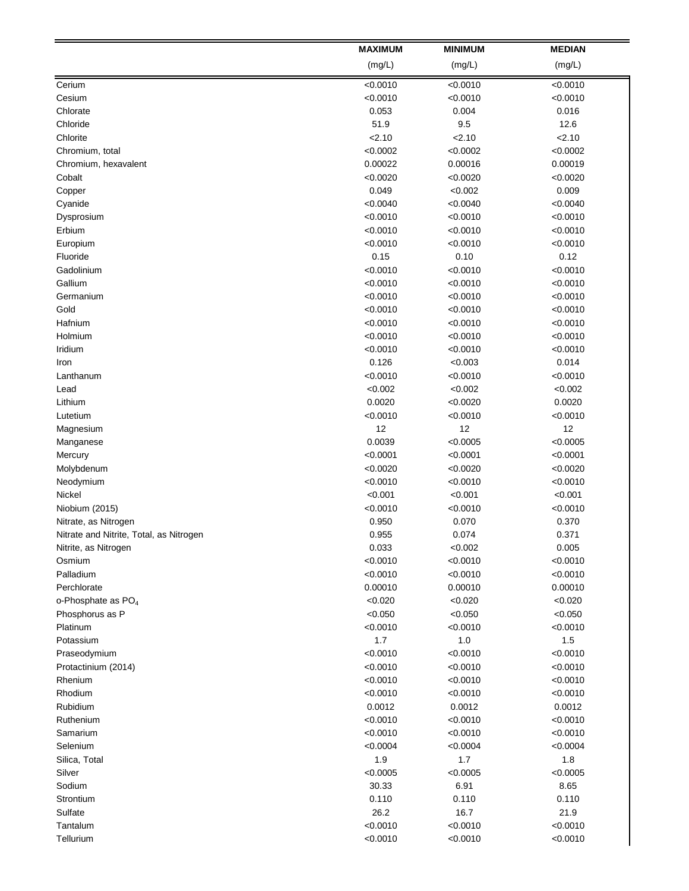| | MAXIMUM (mg/L) | MINIMUM (mg/L) | MEDIAN (mg/L) |
|---|---|---|---|
| Cerium | <0.0010 | <0.0010 | <0.0010 |
| Cesium | <0.0010 | <0.0010 | <0.0010 |
| Chlorate | 0.053 | 0.004 | 0.016 |
| Chloride | 51.9 | 9.5 | 12.6 |
| Chlorite | <2.10 | <2.10 | <2.10 |
| Chromium, total | <0.0002 | <0.0002 | <0.0002 |
| Chromium, hexavalent | 0.00022 | 0.00016 | 0.00019 |
| Cobalt | <0.0020 | <0.0020 | <0.0020 |
| Copper | 0.049 | <0.002 | 0.009 |
| Cyanide | <0.0040 | <0.0040 | <0.0040 |
| Dysprosium | <0.0010 | <0.0010 | <0.0010 |
| Erbium | <0.0010 | <0.0010 | <0.0010 |
| Europium | <0.0010 | <0.0010 | <0.0010 |
| Fluoride | 0.15 | 0.10 | 0.12 |
| Gadolinium | <0.0010 | <0.0010 | <0.0010 |
| Gallium | <0.0010 | <0.0010 | <0.0010 |
| Germanium | <0.0010 | <0.0010 | <0.0010 |
| Gold | <0.0010 | <0.0010 | <0.0010 |
| Hafnium | <0.0010 | <0.0010 | <0.0010 |
| Holmium | <0.0010 | <0.0010 | <0.0010 |
| Iridium | <0.0010 | <0.0010 | <0.0010 |
| Iron | 0.126 | <0.003 | 0.014 |
| Lanthanum | <0.0010 | <0.0010 | <0.0010 |
| Lead | <0.002 | <0.002 | <0.002 |
| Lithium | 0.0020 | <0.0020 | 0.0020 |
| Lutetium | <0.0010 | <0.0010 | <0.0010 |
| Magnesium | 12 | 12 | 12 |
| Manganese | 0.0039 | <0.0005 | <0.0005 |
| Mercury | <0.0001 | <0.0001 | <0.0001 |
| Molybdenum | <0.0020 | <0.0020 | <0.0020 |
| Neodymium | <0.0010 | <0.0010 | <0.0010 |
| Nickel | <0.001 | <0.001 | <0.001 |
| Niobium (2015) | <0.0010 | <0.0010 | <0.0010 |
| Nitrate, as Nitrogen | 0.950 | 0.070 | 0.370 |
| Nitrate and Nitrite, Total, as Nitrogen | 0.955 | 0.074 | 0.371 |
| Nitrite, as Nitrogen | 0.033 | <0.002 | 0.005 |
| Osmium | <0.0010 | <0.0010 | <0.0010 |
| Palladium | <0.0010 | <0.0010 | <0.0010 |
| Perchlorate | 0.00010 | 0.00010 | 0.00010 |
| o-Phosphate as $PO_4$ | <0.020 | <0.020 | <0.020 |
| Phosphorus as P | <0.050 | <0.050 | <0.050 |
| Platinum | <0.0010 | <0.0010 | <0.0010 |
| Potassium | 1.7 | 1.0 | 1.5 |
| Praseodymium | <0.0010 | <0.0010 | <0.0010 |
| Protactinium (2014) | <0.0010 | <0.0010 | <0.0010 |
| Rhenium | <0.0010 | <0.0010 | <0.0010 |
| Rhodium | <0.0010 | <0.0010 | <0.0010 |
| Rubidium | 0.0012 | 0.0012 | 0.0012 |
| Ruthenium | <0.0010 | <0.0010 | <0.0010 |
| Samarium | <0.0010 | <0.0010 | <0.0010 |
| Selenium | <0.0004 | <0.0004 | <0.0004 |
| Silica, Total | 1.9 | 1.7 | 1.8 |
| Silver | <0.0005 | <0.0005 | <0.0005 |
| Sodium | 30.33 | 6.91 | 8.65 |
| Strontium | 0.110 | 0.110 | 0.110 |
| Sulfate | 26.2 | 16.7 | 21.9 |
| Tantalum | <0.0010 | <0.0010 | <0.0010 |
| Tellurium | <0.0010 | <0.0010 | <0.0010 |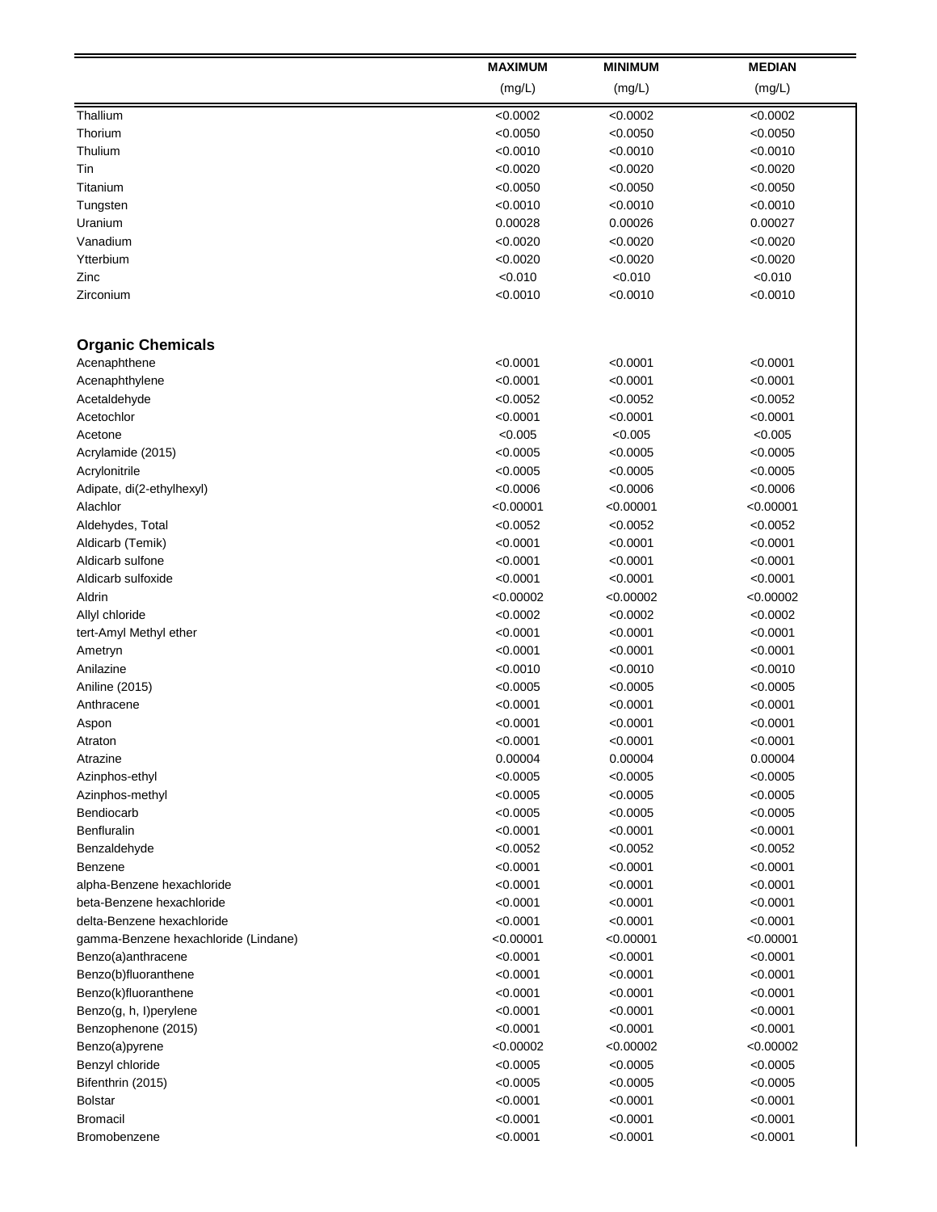| | MAXIMUM (mg/L) | MINIMUM (mg/L) | MEDIAN (mg/L) |
|---|---|---|---|
| Thallium | <0.0002 | <0.0002 | <0.0002 |
| Thorium | <0.0050 | <0.0050 | <0.0050 |
| Thulium | <0.0010 | <0.0010 | <0.0010 |
| Tin | <0.0020 | <0.0020 | <0.0020 |
| Titanium | <0.0050 | <0.0050 | <0.0050 |
| Tungsten | <0.0010 | <0.0010 | <0.0010 |
| Uranium | 0.00028 | 0.00026 | 0.00027 |
| Vanadium | <0.0020 | <0.0020 | <0.0020 |
| Ytterbium | <0.0020 | <0.0020 | <0.0020 |
| Zinc | <0.010 | <0.010 | <0.010 |
| Zirconium | <0.0010 | <0.0010 | <0.0010 |
| **Organic Chemicals** | | | |
| Acenaphthene | <0.0001 | <0.0001 | <0.0001 |
| Acenaphthylene | <0.0001 | <0.0001 | <0.0001 |
| Acetaldehyde | <0.0052 | <0.0052 | <0.0052 |
| Acetochlor | <0.0001 | <0.0001 | <0.0001 |
| Acetone | <0.005 | <0.005 | <0.005 |
| Acrylamide (2015) | <0.0005 | <0.0005 | <0.0005 |
| Acrylonitrile | <0.0005 | <0.0005 | <0.0005 |
| Adipate, di(2-ethylhexyl) | <0.0006 | <0.0006 | <0.0006 |
| Alachlor | <0.00001 | <0.00001 | <0.00001 |
| Aldehydes, Total | <0.0052 | <0.0052 | <0.0052 |
| Aldicarb (Temik) | <0.0001 | <0.0001 | <0.0001 |
| Aldicarb sulfone | <0.0001 | <0.0001 | <0.0001 |
| Aldicarb sulfoxide | <0.0001 | <0.0001 | <0.0001 |
| Aldrin | <0.00002 | <0.00002 | <0.00002 |
| Allyl chloride | <0.0002 | <0.0002 | <0.0002 |
| tert-Amyl Methyl ether | <0.0001 | <0.0001 | <0.0001 |
| Ametryn | <0.0001 | <0.0001 | <0.0001 |
| Anilazine | <0.0010 | <0.0010 | <0.0010 |
| Aniline (2015) | <0.0005 | <0.0005 | <0.0005 |
| Anthracene | <0.0001 | <0.0001 | <0.0001 |
| Aspon | <0.0001 | <0.0001 | <0.0001 |
| Atraton | <0.0001 | <0.0001 | <0.0001 |
| Atrazine | 0.00004 | 0.00004 | 0.00004 |
| Azinphos-ethyl | <0.0005 | <0.0005 | <0.0005 |
| Azinphos-methyl | <0.0005 | <0.0005 | <0.0005 |
| Bendiocarb | <0.0005 | <0.0005 | <0.0005 |
| Benfluralin | <0.0001 | <0.0001 | <0.0001 |
| Benzaldehyde | <0.0052 | <0.0052 | <0.0052 |
| Benzene | <0.0001 | <0.0001 | <0.0001 |
| alpha-Benzene hexachloride | <0.0001 | <0.0001 | <0.0001 |
| beta-Benzene hexachloride | <0.0001 | <0.0001 | <0.0001 |
| delta-Benzene hexachloride | <0.0001 | <0.0001 | <0.0001 |
| gamma-Benzene hexachloride (Lindane) | <0.00001 | <0.00001 | <0.00001 |
| Benzo(a)anthracene | <0.0001 | <0.0001 | <0.0001 |
| Benzo(b)fluoranthene | <0.0001 | <0.0001 | <0.0001 |
| Benzo(k)fluoranthene | <0.0001 | <0.0001 | <0.0001 |
| Benzo(g, h, I)perylene | <0.0001 | <0.0001 | <0.0001 |
| Benzophenone (2015) | <0.0001 | <0.0001 | <0.0001 |
| Benzo(a)pyrene | <0.00002 | <0.00002 | <0.00002 |
| Benzyl chloride | <0.0005 | <0.0005 | <0.0005 |
| Bifenthrin (2015) | <0.0005 | <0.0005 | <0.0005 |
| Bolstar | <0.0001 | <0.0001 | <0.0001 |
| Bromacil | <0.0001 | <0.0001 | <0.0001 |
| Bromobenzene | <0.0001 | <0.0001 | <0.0001 |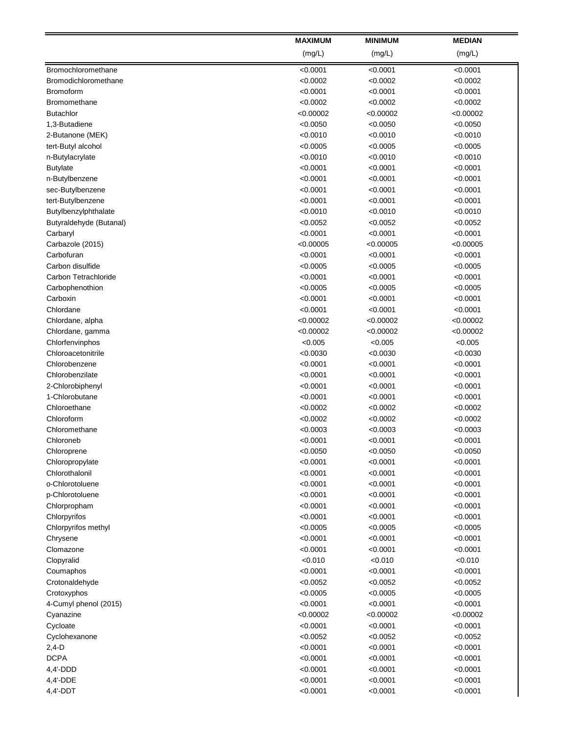| | MAXIMUM (mg/L) | MINIMUM (mg/L) | MEDIAN (mg/L) |
|---|---|---|---|
| Bromochloromethane | <0.0001 | <0.0001 | <0.0001 |
| Bromodichloromethane | <0.0002 | <0.0002 | <0.0002 |
| Bromoform | <0.0001 | <0.0001 | <0.0001 |
| Bromomethane | <0.0002 | <0.0002 | <0.0002 |
| Butachlor | <0.00002 | <0.00002 | <0.00002 |
| 1,3-Butadiene | <0.0050 | <0.0050 | <0.0050 |
| 2-Butanone (MEK) | <0.0010 | <0.0010 | <0.0010 |
| tert-Butyl alcohol | <0.0005 | <0.0005 | <0.0005 |
| n-Butylacrylate | <0.0010 | <0.0010 | <0.0010 |
| Butylate | <0.0001 | <0.0001 | <0.0001 |
| n-Butylbenzene | <0.0001 | <0.0001 | <0.0001 |
| sec-Butylbenzene | <0.0001 | <0.0001 | <0.0001 |
| tert-Butylbenzene | <0.0001 | <0.0001 | <0.0001 |
| Butylbenzylphthalate | <0.0010 | <0.0010 | <0.0010 |
| Butyraldehyde (Butanal) | <0.0052 | <0.0052 | <0.0052 |
| Carbaryl | <0.0001 | <0.0001 | <0.0001 |
| Carbazole (2015) | <0.00005 | <0.00005 | <0.00005 |
| Carbofuran | <0.0001 | <0.0001 | <0.0001 |
| Carbon disulfide | <0.0005 | <0.0005 | <0.0005 |
| Carbon Tetrachloride | <0.0001 | <0.0001 | <0.0001 |
| Carbophenothion | <0.0005 | <0.0005 | <0.0005 |
| Carboxin | <0.0001 | <0.0001 | <0.0001 |
| Chlordane | <0.0001 | <0.0001 | <0.0001 |
| Chlordane, alpha | <0.00002 | <0.00002 | <0.00002 |
| Chlordane, gamma | <0.00002 | <0.00002 | <0.00002 |
| Chlorfenvinphos | <0.005 | <0.005 | <0.005 |
| Chloroacetonitrile | <0.0030 | <0.0030 | <0.0030 |
| Chlorobenzene | <0.0001 | <0.0001 | <0.0001 |
| Chlorobenzilate | <0.0001 | <0.0001 | <0.0001 |
| 2-Chlorobiphenyl | <0.0001 | <0.0001 | <0.0001 |
| 1-Chlorobutane | <0.0001 | <0.0001 | <0.0001 |
| Chloroethane | <0.0002 | <0.0002 | <0.0002 |
| Chloroform | <0.0002 | <0.0002 | <0.0002 |
| Chloromethane | <0.0003 | <0.0003 | <0.0003 |
| Chloroneb | <0.0001 | <0.0001 | <0.0001 |
| Chloroprene | <0.0050 | <0.0050 | <0.0050 |
| Chloropropylate | <0.0001 | <0.0001 | <0.0001 |
| Chlorothalonil | <0.0001 | <0.0001 | <0.0001 |
| o-Chlorotoluene | <0.0001 | <0.0001 | <0.0001 |
| p-Chlorotoluene | <0.0001 | <0.0001 | <0.0001 |
| Chlorpropham | <0.0001 | <0.0001 | <0.0001 |
| Chlorpyrifos | <0.0001 | <0.0001 | <0.0001 |
| Chlorpyrifos methyl | <0.0005 | <0.0005 | <0.0005 |
| Chrysene | <0.0001 | <0.0001 | <0.0001 |
| Clomazone | <0.0001 | <0.0001 | <0.0001 |
| Clopyralid | <0.010 | <0.010 | <0.010 |
| Coumaphos | <0.0001 | <0.0001 | <0.0001 |
| Crotonaldehyde | <0.0052 | <0.0052 | <0.0052 |
| Crotoxyphos | <0.0005 | <0.0005 | <0.0005 |
| 4-Cumyl phenol (2015) | <0.0001 | <0.0001 | <0.0001 |
| Cyanazine | <0.00002 | <0.00002 | <0.00002 |
| Cycloate | <0.0001 | <0.0001 | <0.0001 |
| Cyclohexanone | <0.0052 | <0.0052 | <0.0052 |
| 2,4-D | <0.0001 | <0.0001 | <0.0001 |
| DCPA | <0.0001 | <0.0001 | <0.0001 |
| 4,4'-DDD | <0.0001 | <0.0001 | <0.0001 |
| 4,4'-DDE | <0.0001 | <0.0001 | <0.0001 |
| 4,4'-DDT | <0.0001 | <0.0001 | <0.0001 |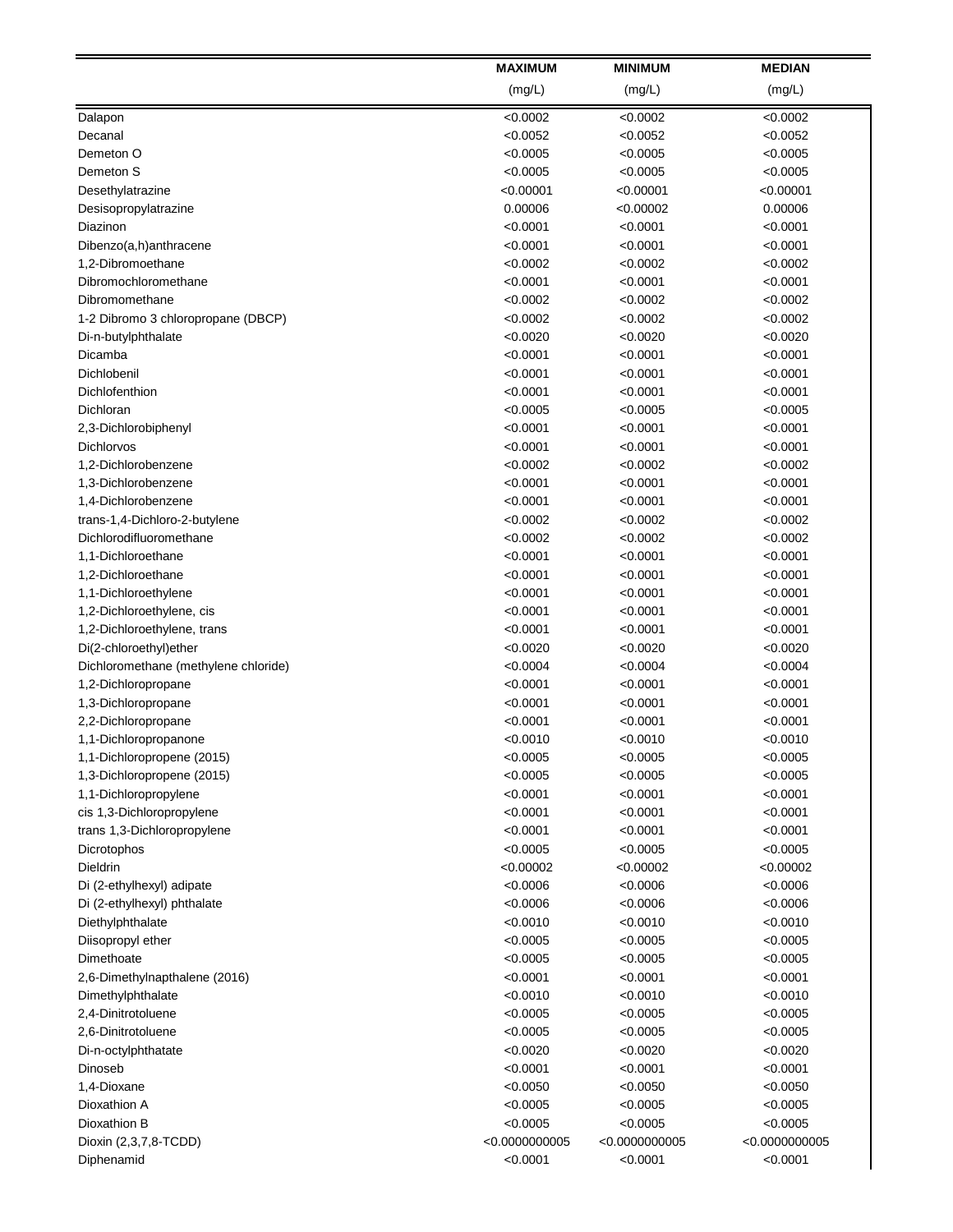| | MAXIMUM (mg/L) | MINIMUM (mg/L) | MEDIAN (mg/L) |
|---|---|---|---|
| Dalapon | <0.0002 | <0.0002 | <0.0002 |
| Decanal | <0.0052 | <0.0052 | <0.0052 |
| Demeton O | <0.0005 | <0.0005 | <0.0005 |
| Demeton S | <0.0005 | <0.0005 | <0.0005 |
| Desethylatrazine | <0.00001 | <0.00001 | <0.00001 |
| Desisopropylatrazine | 0.00006 | <0.00002 | 0.00006 |
| Diazinon | <0.0001 | <0.0001 | <0.0001 |
| Dibenzo(a,h)anthracene | <0.0001 | <0.0001 | <0.0001 |
| 1,2-Dibromoethane | <0.0002 | <0.0002 | <0.0002 |
| Dibromochloromethane | <0.0001 | <0.0001 | <0.0001 |
| Dibromomethane | <0.0002 | <0.0002 | <0.0002 |
| 1-2 Dibromo 3 chloropropane (DBCP) | <0.0002 | <0.0002 | <0.0002 |
| Di-n-butylphthalate | <0.0020 | <0.0020 | <0.0020 |
| Dicamba | <0.0001 | <0.0001 | <0.0001 |
| Dichlobenil | <0.0001 | <0.0001 | <0.0001 |
| Dichlofenthion | <0.0001 | <0.0001 | <0.0001 |
| Dichloran | <0.0005 | <0.0005 | <0.0005 |
| 2,3-Dichlorobiphenyl | <0.0001 | <0.0001 | <0.0001 |
| Dichlorvos | <0.0001 | <0.0001 | <0.0001 |
| 1,2-Dichlorobenzene | <0.0002 | <0.0002 | <0.0002 |
| 1,3-Dichlorobenzene | <0.0001 | <0.0001 | <0.0001 |
| 1,4-Dichlorobenzene | <0.0001 | <0.0001 | <0.0001 |
| trans-1,4-Dichloro-2-butylene | <0.0002 | <0.0002 | <0.0002 |
| Dichlorodifluoromethane | <0.0002 | <0.0002 | <0.0002 |
| 1,1-Dichloroethane | <0.0001 | <0.0001 | <0.0001 |
| 1,2-Dichloroethane | <0.0001 | <0.0001 | <0.0001 |
| 1,1-Dichloroethylene | <0.0001 | <0.0001 | <0.0001 |
| 1,2-Dichloroethylene, cis | <0.0001 | <0.0001 | <0.0001 |
| 1,2-Dichloroethylene, trans | <0.0001 | <0.0001 | <0.0001 |
| Di(2-chloroethyl)ether | <0.0020 | <0.0020 | <0.0020 |
| Dichloromethane (methylene chloride) | <0.0004 | <0.0004 | <0.0004 |
| 1,2-Dichloropropane | <0.0001 | <0.0001 | <0.0001 |
| 1,3-Dichloropropane | <0.0001 | <0.0001 | <0.0001 |
| 2,2-Dichloropropane | <0.0001 | <0.0001 | <0.0001 |
| 1,1-Dichloropropanone | <0.0010 | <0.0010 | <0.0010 |
| 1,1-Dichloropropene (2015) | <0.0005 | <0.0005 | <0.0005 |
| 1,3-Dichloropropene (2015) | <0.0005 | <0.0005 | <0.0005 |
| 1,1-Dichloropropylene | <0.0001 | <0.0001 | <0.0001 |
| cis 1,3-Dichloropropylene | <0.0001 | <0.0001 | <0.0001 |
| trans 1,3-Dichloropropylene | <0.0001 | <0.0001 | <0.0001 |
| Dicrotophos | <0.0005 | <0.0005 | <0.0005 |
| Dieldrin | <0.00002 | <0.00002 | <0.00002 |
| Di (2-ethylhexyl) adipate | <0.0006 | <0.0006 | <0.0006 |
| Di (2-ethylhexyl) phthalate | <0.0006 | <0.0006 | <0.0006 |
| Diethylphthalate | <0.0010 | <0.0010 | <0.0010 |
| Diisopropyl ether | <0.0005 | <0.0005 | <0.0005 |
| Dimethoate | <0.0005 | <0.0005 | <0.0005 |
| 2,6-Dimethylnapthalene (2016) | <0.0001 | <0.0001 | <0.0001 |
| Dimethylphthalate | <0.0010 | <0.0010 | <0.0010 |
| 2,4-Dinitrotoluene | <0.0005 | <0.0005 | <0.0005 |
| 2,6-Dinitrotoluene | <0.0005 | <0.0005 | <0.0005 |
| Di-n-octylphthatate | <0.0020 | <0.0020 | <0.0020 |
| Dinoseb | <0.0001 | <0.0001 | <0.0001 |
| 1,4-Dioxane | <0.0050 | <0.0050 | <0.0050 |
| Dioxathion A | <0.0005 | <0.0005 | <0.0005 |
| Dioxathion B | <0.0005 | <0.0005 | <0.0005 |
| Dioxin (2,3,7,8-TCDD) | <0.0000000005 | <0.0000000005 | <0.0000000005 |
| Diphenamid | <0.0001 | <0.0001 | <0.0001 |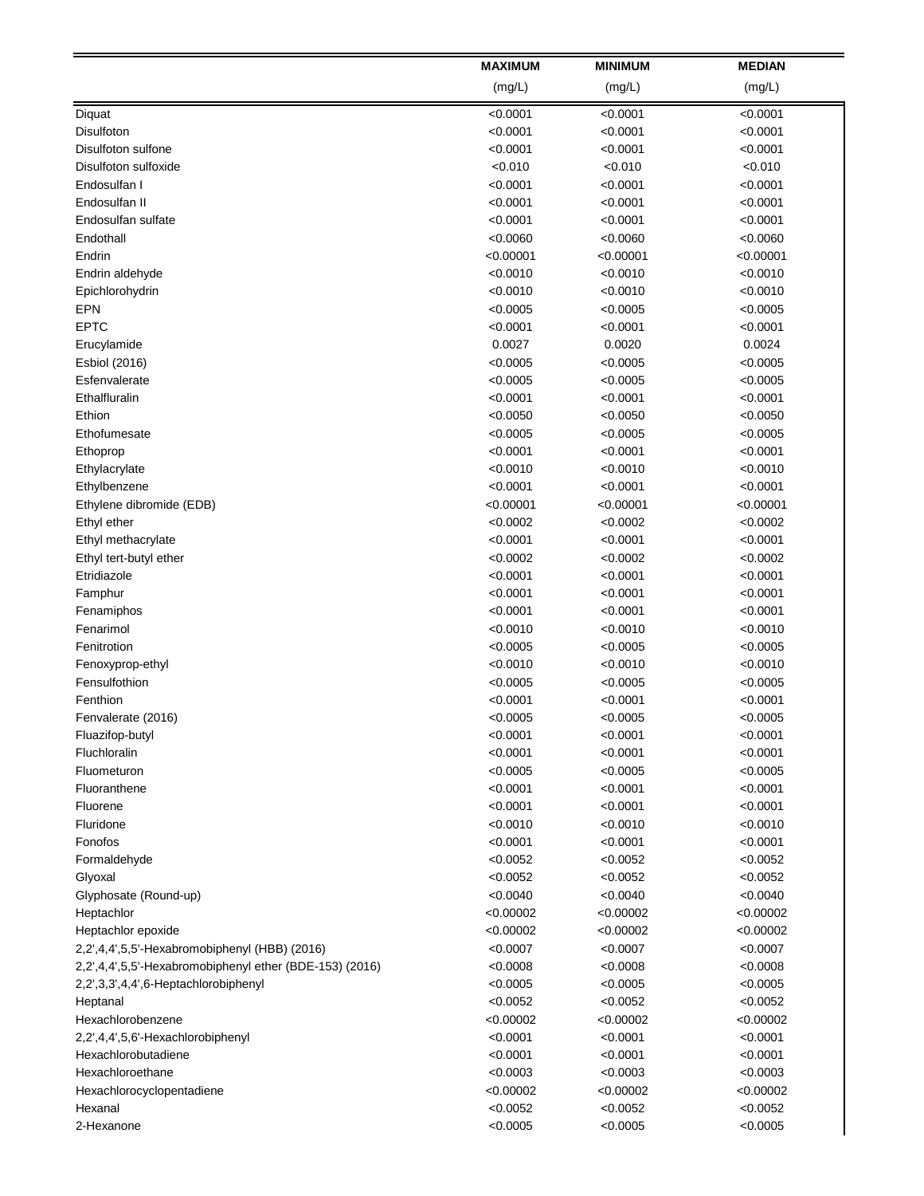| | MAXIMUM (mg/L) | MINIMUM (mg/L) | MEDIAN (mg/L) |
|---|---|---|---|
| Diquat | <0.0001 | <0.0001 | <0.0001 |
| Disulfoton | <0.0001 | <0.0001 | <0.0001 |
| Disulfoton sulfone | <0.0001 | <0.0001 | <0.0001 |
| Disulfoton sulfoxide | <0.010 | <0.010 | <0.010 |
| Endosulfan I | <0.0001 | <0.0001 | <0.0001 |
| Endosulfan II | <0.0001 | <0.0001 | <0.0001 |
| Endosulfan sulfate | <0.0001 | <0.0001 | <0.0001 |
| Endothall | <0.0060 | <0.0060 | <0.0060 |
| Endrin | <0.00001 | <0.00001 | <0.00001 |
| Endrin aldehyde | <0.0010 | <0.0010 | <0.0010 |
| Epichlorohydrin | <0.0010 | <0.0010 | <0.0010 |
| EPN | <0.0005 | <0.0005 | <0.0005 |
| EPTC | <0.0001 | <0.0001 | <0.0001 |
| Erucylamide | 0.0027 | 0.0020 | 0.0024 |
| Esbiol (2016) | <0.0005 | <0.0005 | <0.0005 |
| Esfenvalerate | <0.0005 | <0.0005 | <0.0005 |
| Ethalfluralin | <0.0001 | <0.0001 | <0.0001 |
| Ethion | <0.0050 | <0.0050 | <0.0050 |
| Ethofumesate | <0.0005 | <0.0005 | <0.0005 |
| Ethoprop | <0.0001 | <0.0001 | <0.0001 |
| Ethylacrylate | <0.0010 | <0.0010 | <0.0010 |
| Ethylbenzene | <0.0001 | <0.0001 | <0.0001 |
| Ethylene dibromide (EDB) | <0.00001 | <0.00001 | <0.00001 |
| Ethyl ether | <0.0002 | <0.0002 | <0.0002 |
| Ethyl methacrylate | <0.0001 | <0.0001 | <0.0001 |
| Ethyl tert-butyl ether | <0.0002 | <0.0002 | <0.0002 |
| Etridiazole | <0.0001 | <0.0001 | <0.0001 |
| Famphur | <0.0001 | <0.0001 | <0.0001 |
| Fenamiphos | <0.0001 | <0.0001 | <0.0001 |
| Fenarimol | <0.0010 | <0.0010 | <0.0010 |
| Fenitrotion | <0.0005 | <0.0005 | <0.0005 |
| Fenoxyprop-ethyl | <0.0010 | <0.0010 | <0.0010 |
| Fensulfothion | <0.0005 | <0.0005 | <0.0005 |
| Fenthion | <0.0001 | <0.0001 | <0.0001 |
| Fenvalerate (2016) | <0.0005 | <0.0005 | <0.0005 |
| Fluazifop-butyl | <0.0001 | <0.0001 | <0.0001 |
| Fluchloralin | <0.0001 | <0.0001 | <0.0001 |
| Fluometuron | <0.0005 | <0.0005 | <0.0005 |
| Fluoranthene | <0.0001 | <0.0001 | <0.0001 |
| Fluorene | <0.0001 | <0.0001 | <0.0001 |
| Fluridone | <0.0010 | <0.0010 | <0.0010 |
| Fonofos | <0.0001 | <0.0001 | <0.0001 |
| Formaldehyde | <0.0052 | <0.0052 | <0.0052 |
| Glyoxal | <0.0052 | <0.0052 | <0.0052 |
| Glyphosate (Round-up) | <0.0040 | <0.0040 | <0.0040 |
| Heptachlor | <0.00002 | <0.00002 | <0.00002 |
| Heptachlor epoxide | <0.00002 | <0.00002 | <0.00002 |
| 2,2',4,4',5,5'-Hexabromobiphenyl (HBB) (2016) | <0.0007 | <0.0007 | <0.0007 |
| 2,2',4,4',5,5'-Hexabromobiphenyl ether (BDE-153) (2016) | <0.0008 | <0.0008 | <0.0008 |
| 2,2',3,3',4,4',6-Heptachlorobiphenyl | <0.0005 | <0.0005 | <0.0005 |
| Heptanal | <0.0052 | <0.0052 | <0.0052 |
| Hexachlorobenzene | <0.00002 | <0.00002 | <0.00002 |
| 2,2',4,4',5,6'-Hexachlorobiphenyl | <0.0001 | <0.0001 | <0.0001 |
| Hexachlorobutadiene | <0.0001 | <0.0001 | <0.0001 |
| Hexachloroethane | <0.0003 | <0.0003 | <0.0003 |
| Hexachlorocyclopentadiene | <0.00002 | <0.00002 | <0.00002 |
| Hexanal | <0.0052 | <0.0052 | <0.0052 |
| 2-Hexanone | <0.0005 | <0.0005 | <0.0005 |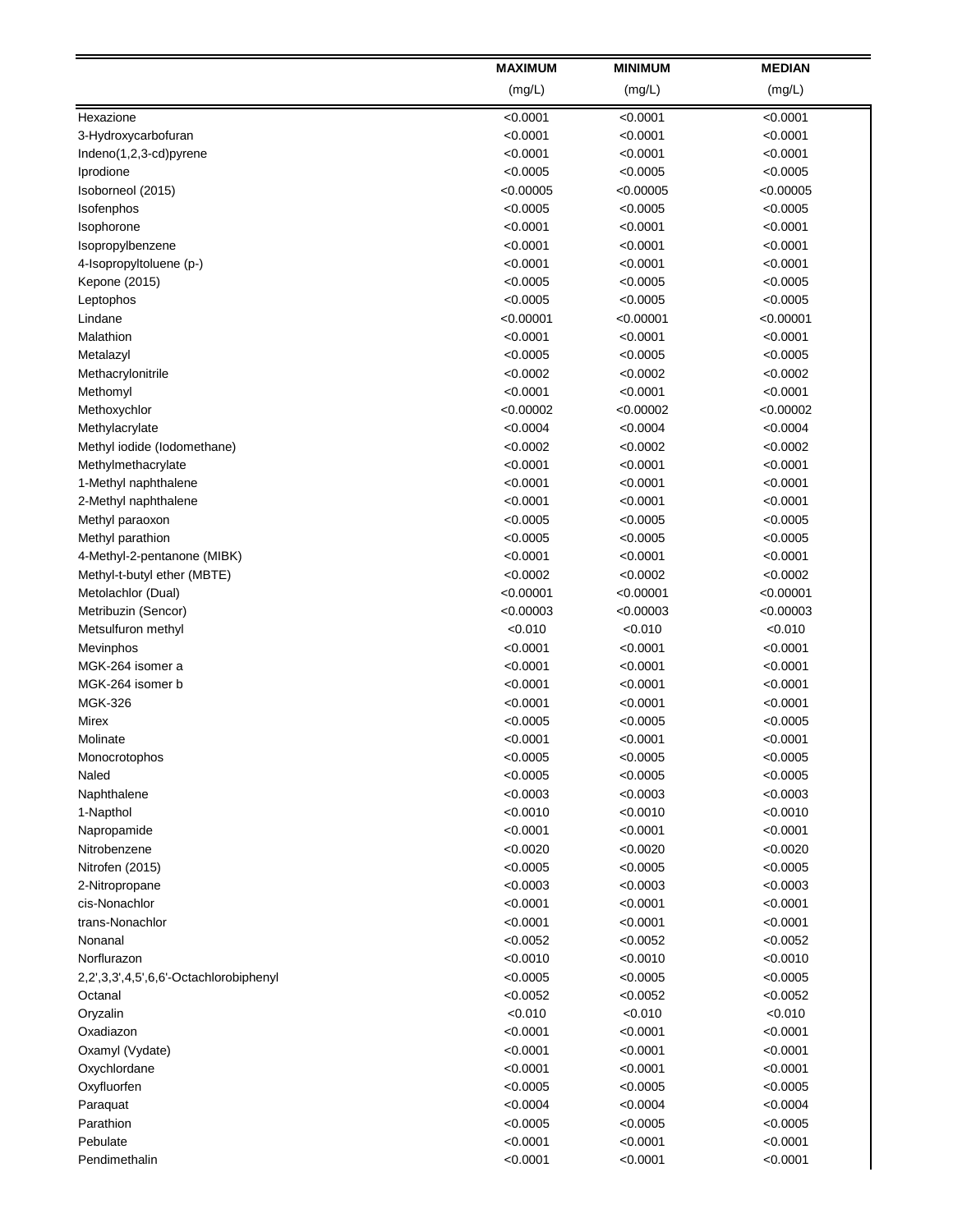| | MAXIMUM (mg/L) | MINIMUM (mg/L) | MEDIAN (mg/L) |
|---|---|---|---|
| Hexazione | <0.0001 | <0.0001 | <0.0001 |
| 3-Hydroxycarbofuran | <0.0001 | <0.0001 | <0.0001 |
| Indeno(1,2,3-cd)pyrene | <0.0001 | <0.0001 | <0.0001 |
| Iprodione | <0.0005 | <0.0005 | <0.0005 |
| Isoborneol (2015) | <0.00005 | <0.00005 | <0.00005 |
| Isofenphos | <0.0005 | <0.0005 | <0.0005 |
| Isophorone | <0.0001 | <0.0001 | <0.0001 |
| Isopropylbenzene | <0.0001 | <0.0001 | <0.0001 |
| 4-Isopropyltoluene (p-) | <0.0001 | <0.0001 | <0.0001 |
| Kepone (2015) | <0.0005 | <0.0005 | <0.0005 |
| Leptophos | <0.0005 | <0.0005 | <0.0005 |
| Lindane | <0.00001 | <0.00001 | <0.00001 |
| Malathion | <0.0001 | <0.0001 | <0.0001 |
| Metalazyl | <0.0005 | <0.0005 | <0.0005 |
| Methacrylonitrile | <0.0002 | <0.0002 | <0.0002 |
| Methomyl | <0.0001 | <0.0001 | <0.0001 |
| Methoxychlor | <0.00002 | <0.00002 | <0.00002 |
| Methylacrylate | <0.0004 | <0.0004 | <0.0004 |
| Methyl iodide (Iodomethane) | <0.0002 | <0.0002 | <0.0002 |
| Methylmethacrylate | <0.0001 | <0.0001 | <0.0001 |
| 1-Methyl naphthalene | <0.0001 | <0.0001 | <0.0001 |
| 2-Methyl naphthalene | <0.0001 | <0.0001 | <0.0001 |
| Methyl paraoxon | <0.0005 | <0.0005 | <0.0005 |
| Methyl parathion | <0.0005 | <0.0005 | <0.0005 |
| 4-Methyl-2-pentanone (MIBK) | <0.0001 | <0.0001 | <0.0001 |
| Methyl-t-butyl ether (MBTE) | <0.0002 | <0.0002 | <0.0002 |
| Metolachlor (Dual) | <0.00001 | <0.00001 | <0.00001 |
| Metribuzin (Sencor) | <0.00003 | <0.00003 | <0.00003 |
| Metsulfuron methyl | <0.010 | <0.010 | <0.010 |
| Mevinphos | <0.0001 | <0.0001 | <0.0001 |
| MGK-264 isomer a | <0.0001 | <0.0001 | <0.0001 |
| MGK-264 isomer b | <0.0001 | <0.0001 | <0.0001 |
| MGK-326 | <0.0001 | <0.0001 | <0.0001 |
| Mirex | <0.0005 | <0.0005 | <0.0005 |
| Molinate | <0.0001 | <0.0001 | <0.0001 |
| Monocrotophos | <0.0005 | <0.0005 | <0.0005 |
| Naled | <0.0005 | <0.0005 | <0.0005 |
| Naphthalene | <0.0003 | <0.0003 | <0.0003 |
| 1-Napthol | <0.0010 | <0.0010 | <0.0010 |
| Napropamide | <0.0001 | <0.0001 | <0.0001 |
| Nitrobenzene | <0.0020 | <0.0020 | <0.0020 |
| Nitrofen (2015) | <0.0005 | <0.0005 | <0.0005 |
| 2-Nitropropane | <0.0003 | <0.0003 | <0.0003 |
| cis-Nonachlor | <0.0001 | <0.0001 | <0.0001 |
| trans-Nonachlor | <0.0001 | <0.0001 | <0.0001 |
| Nonanal | <0.0052 | <0.0052 | <0.0052 |
| Norflurazon | <0.0010 | <0.0010 | <0.0010 |
| 2,2',3,3',4,5',6,6'-Octachlorobiphenyl | <0.0005 | <0.0005 | <0.0005 |
| Octanal | <0.0052 | <0.0052 | <0.0052 |
| Oryzalin | <0.010 | <0.010 | <0.010 |
| Oxadiazon | <0.0001 | <0.0001 | <0.0001 |
| Oxamyl (Vydate) | <0.0001 | <0.0001 | <0.0001 |
| Oxychlordane | <0.0001 | <0.0001 | <0.0001 |
| Oxyfluorfen | <0.0005 | <0.0005 | <0.0005 |
| Paraquat | <0.0004 | <0.0004 | <0.0004 |
| Parathion | <0.0005 | <0.0005 | <0.0005 |
| Pebulate | <0.0001 | <0.0001 | <0.0001 |
| Pendimethalin | <0.0001 | <0.0001 | <0.0001 |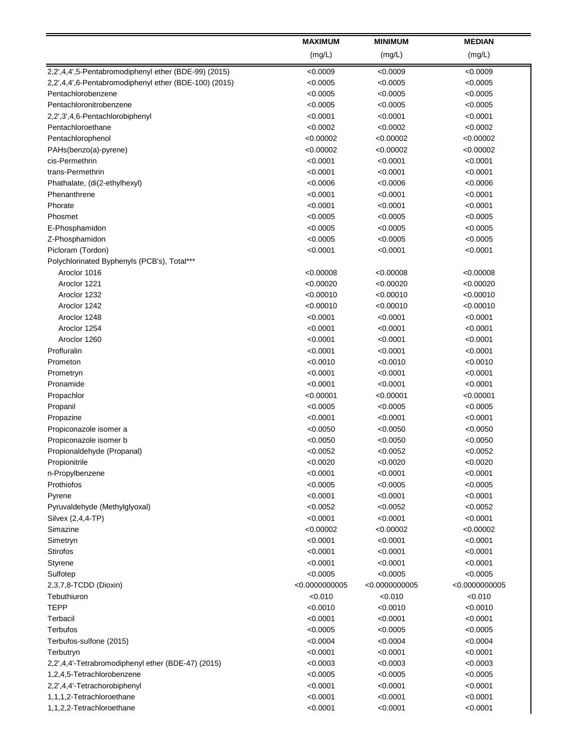| | MAXIMUM (mg/L) | MINIMUM (mg/L) | MEDIAN (mg/L) |
|---|---|---|---|
| 2,2',4,4',5-Pentabromodiphenyl ether (BDE-99) (2015) | <0.0009 | <0.0009 | <0.0009 |
| 2,2',4,4',6-Pentabromodiphenyl ether (BDE-100) (2015) | <0.0005 | <0.0005 | <0.0005 |
| Pentachlorobenzene | <0.0005 | <0.0005 | <0.0005 |
| Pentachloronitrobenzene | <0.0005 | <0.0005 | <0.0005 |
| 2,2',3',4,6-Pentachlorobiphenyl | <0.0001 | <0.0001 | <0.0001 |
| Pentachloroethane | <0.0002 | <0.0002 | <0.0002 |
| Pentachlorophenol | <0.00002 | <0.00002 | <0.00002 |
| PAHs(benzo(a)-pyrene) | <0.00002 | <0.00002 | <0.00002 |
| cis-Permethrin | <0.0001 | <0.0001 | <0.0001 |
| trans-Permethrin | <0.0001 | <0.0001 | <0.0001 |
| Phathalate, (di(2-ethylhexyl) | <0.0006 | <0.0006 | <0.0006 |
| Phenanthrene | <0.0001 | <0.0001 | <0.0001 |
| Phorate | <0.0001 | <0.0001 | <0.0001 |
| Phosmet | <0.0005 | <0.0005 | <0.0005 |
| E-Phosphamidon | <0.0005 | <0.0005 | <0.0005 |
| Z-Phosphamidon | <0.0005 | <0.0005 | <0.0005 |
| Picloram (Tordon) | <0.0001 | <0.0001 | <0.0001 |
| Polychlorinated Byphenyls (PCB's), Total*** | | | |
| Aroclor 1016 | <0.00008 | <0.00008 | <0.00008 |
| Aroclor 1221 | <0.00020 | <0.00020 | <0.00020 |
| Aroclor 1232 | <0.00010 | <0.00010 | <0.00010 |
| Aroclor 1242 | <0.00010 | <0.00010 | <0.00010 |
| Aroclor 1248 | <0.0001 | <0.0001 | <0.0001 |
| Aroclor 1254 | <0.0001 | <0.0001 | <0.0001 |
| Aroclor 1260 | <0.0001 | <0.0001 | <0.0001 |
| Profluralin | <0.0001 | <0.0001 | <0.0001 |
| Prometon | <0.0010 | <0.0010 | <0.0010 |
| Prometryn | <0.0001 | <0.0001 | <0.0001 |
| Pronamide | <0.0001 | <0.0001 | <0.0001 |
| Propachlor | <0.00001 | <0.00001 | <0.00001 |
| Propanil | <0.0005 | <0.0005 | <0.0005 |
| Propazine | <0.0001 | <0.0001 | <0.0001 |
| Propiconazole isomer a | <0.0050 | <0.0050 | <0.0050 |
| Propiconazole isomer b | <0.0050 | <0.0050 | <0.0050 |
| Propionaldehyde (Propanal) | <0.0052 | <0.0052 | <0.0052 |
| Propionitrile | <0.0020 | <0.0020 | <0.0020 |
| n-Propylbenzene | <0.0001 | <0.0001 | <0.0001 |
| Prothiofos | <0.0005 | <0.0005 | <0.0005 |
| Pyrene | <0.0001 | <0.0001 | <0.0001 |
| Pyruvaldehyde (Methylglyoxal) | <0.0052 | <0.0052 | <0.0052 |
| Silvex (2,4,4-TP) | <0.0001 | <0.0001 | <0.0001 |
| Simazine | <0.00002 | <0.00002 | <0.00002 |
| Simetryn | <0.0001 | <0.0001 | <0.0001 |
| Stirofos | <0.0001 | <0.0001 | <0.0001 |
| Styrene | <0.0001 | <0.0001 | <0.0001 |
| Sulfotep | <0.0005 | <0.0005 | <0.0005 |
| 2,3,7,8-TCDD (Dioxin) | <0.0000000005 | <0.0000000005 | <0.0000000005 |
| Tebuthiuron | <0.010 | <0.010 | <0.010 |
| TEPP | <0.0010 | <0.0010 | <0.0010 |
| Terbacil | <0.0001 | <0.0001 | <0.0001 |
| Terbufos | <0.0005 | <0.0005 | <0.0005 |
| Terbufos-sulfone (2015) | <0.0004 | <0.0004 | <0.0004 |
| Terbutryn | <0.0001 | <0.0001 | <0.0001 |
| 2,2',4,4'-Tetrabromodiphenyl ether (BDE-47) (2015) | <0.0003 | <0.0003 | <0.0003 |
| 1,2,4,5-Tetrachlorobenzene | <0.0005 | <0.0005 | <0.0005 |
| 2,2',4,4'-Tetrachorobiphenyl | <0.0001 | <0.0001 | <0.0001 |
| 1,1,1,2-Tetrachloroethane | <0.0001 | <0.0001 | <0.0001 |
| 1,1,2,2-Tetrachloroethane | <0.0001 | <0.0001 | <0.0001 |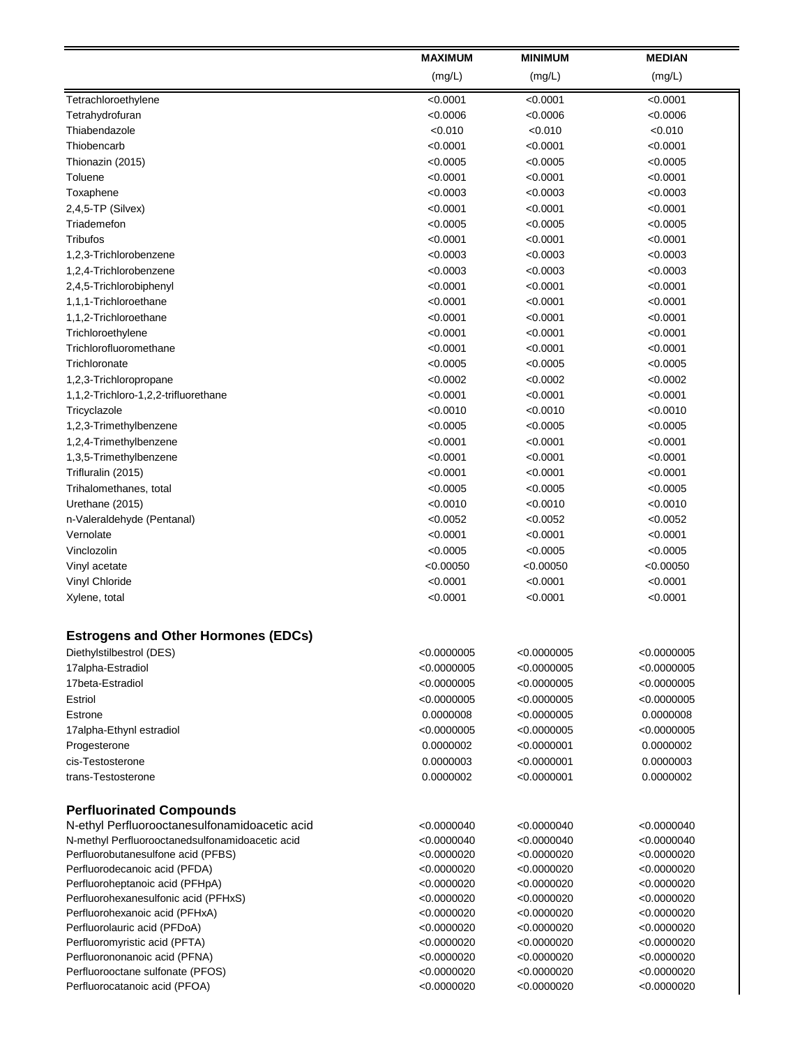| | MAXIMUM (mg/L) | MINIMUM (mg/L) | MEDIAN (mg/L) |
|---|---|---|---|
| Tetrachloroethylene | <0.0001 | <0.0001 | <0.0001 |
| Tetrahydrofuran | <0.0006 | <0.0006 | <0.0006 |
| Thiabendazole | <0.010 | <0.010 | <0.010 |
| Thiobencarb | <0.0001 | <0.0001 | <0.0001 |
| Thionazin (2015) | <0.0005 | <0.0005 | <0.0005 |
| Toluene | <0.0001 | <0.0001 | <0.0001 |
| Toxaphene | <0.0003 | <0.0003 | <0.0003 |
| 2,4,5-TP (Silvex) | <0.0001 | <0.0001 | <0.0001 |
| Triademefon | <0.0005 | <0.0005 | <0.0005 |
| Tribufos | <0.0001 | <0.0001 | <0.0001 |
| 1,2,3-Trichlorobenzene | <0.0003 | <0.0003 | <0.0003 |
| 1,2,4-Trichlorobenzene | <0.0003 | <0.0003 | <0.0003 |
| 2,4,5-Trichlorobiphenyl | <0.0001 | <0.0001 | <0.0001 |
| 1,1,1-Trichloroethane | <0.0001 | <0.0001 | <0.0001 |
| 1,1,2-Trichloroethane | <0.0001 | <0.0001 | <0.0001 |
| Trichloroethylene | <0.0001 | <0.0001 | <0.0001 |
| Trichlorofluoromethane | <0.0001 | <0.0001 | <0.0001 |
| Trichloronate | <0.0005 | <0.0005 | <0.0005 |
| 1,2,3-Trichloropropane | <0.0002 | <0.0002 | <0.0002 |
| 1,1,2-Trichloro-1,2,2-trifluorethane | <0.0001 | <0.0001 | <0.0001 |
| Tricyclazole | <0.0010 | <0.0010 | <0.0010 |
| 1,2,3-Trimethylbenzene | <0.0005 | <0.0005 | <0.0005 |
| 1,2,4-Trimethylbenzene | <0.0001 | <0.0001 | <0.0001 |
| 1,3,5-Trimethylbenzene | <0.0001 | <0.0001 | <0.0001 |
| Trifluralin (2015) | <0.0001 | <0.0001 | <0.0001 |
| Trihalomethanes, total | <0.0005 | <0.0005 | <0.0005 |
| Urethane (2015) | <0.0010 | <0.0010 | <0.0010 |
| n-Valeraldehyde (Pentanal) | <0.0052 | <0.0052 | <0.0052 |
| Vernolate | <0.0001 | <0.0001 | <0.0001 |
| Vinclozolin | <0.0005 | <0.0005 | <0.0005 |
| Vinyl acetate | <0.00050 | <0.00050 | <0.00050 |
| Vinyl Chloride | <0.0001 | <0.0001 | <0.0001 |
| Xylene, total | <0.0001 | <0.0001 | <0.0001 |
| **Estrogens and Other Hormones (EDCs)** | | | |
| Diethylstilbestrol (DES) | <0.0000005 | <0.0000005 | <0.0000005 |
| 17alpha-Estradiol | <0.0000005 | <0.0000005 | <0.0000005 |
| 17beta-Estradiol | <0.0000005 | <0.0000005 | <0.0000005 |
| Estriol | <0.0000005 | <0.0000005 | <0.0000005 |
| Estrone | 0.0000008 | <0.0000005 | 0.0000008 |
| 17alpha-Ethynl estradiol | <0.0000005 | <0.0000005 | <0.0000005 |
| Progesterone | 0.0000002 | <0.0000001 | 0.0000002 |
| cis-Testosterone | 0.0000003 | <0.0000001 | 0.0000003 |
| trans-Testosterone | 0.0000002 | <0.0000001 | 0.0000002 |
| **Perfluorinated Compounds** | | | |
| N-ethyl Perfluorooctanesulfonamidoacetic acid | <0.0000040 | <0.0000040 | <0.0000040 |
| N-methyl Perfluorooctanedsulfonamidoacetic acid | <0.0000040 | <0.0000040 | <0.0000040 |
| Perfluorobutanesulfone acid (PFBS) | <0.0000020 | <0.0000020 | <0.0000020 |
| Perfluorodecanoic acid (PFDA) | <0.0000020 | <0.0000020 | <0.0000020 |
| Perfluoroheptanoic acid (PFHpA) | <0.0000020 | <0.0000020 | <0.0000020 |
| Perfluorohexanesulfonic acid (PFHxS) | <0.0000020 | <0.0000020 | <0.0000020 |
| Perfluorohexanoic acid (PFHxA) | <0.0000020 | <0.0000020 | <0.0000020 |
| Perfluorolauric acid (PFDoA) | <0.0000020 | <0.0000020 | <0.0000020 |
| Perfluoromyristic acid (PFTA) | <0.0000020 | <0.0000020 | <0.0000020 |
| Perfluorononanoic acid (PFNA) | <0.0000020 | <0.0000020 | <0.0000020 |
| Perfluorooctane sulfonate (PFOS) | <0.0000020 | <0.0000020 | <0.0000020 |
| Perfluorocatanoic acid (PFOA) | <0.0000020 | <0.0000020 | <0.0000020 |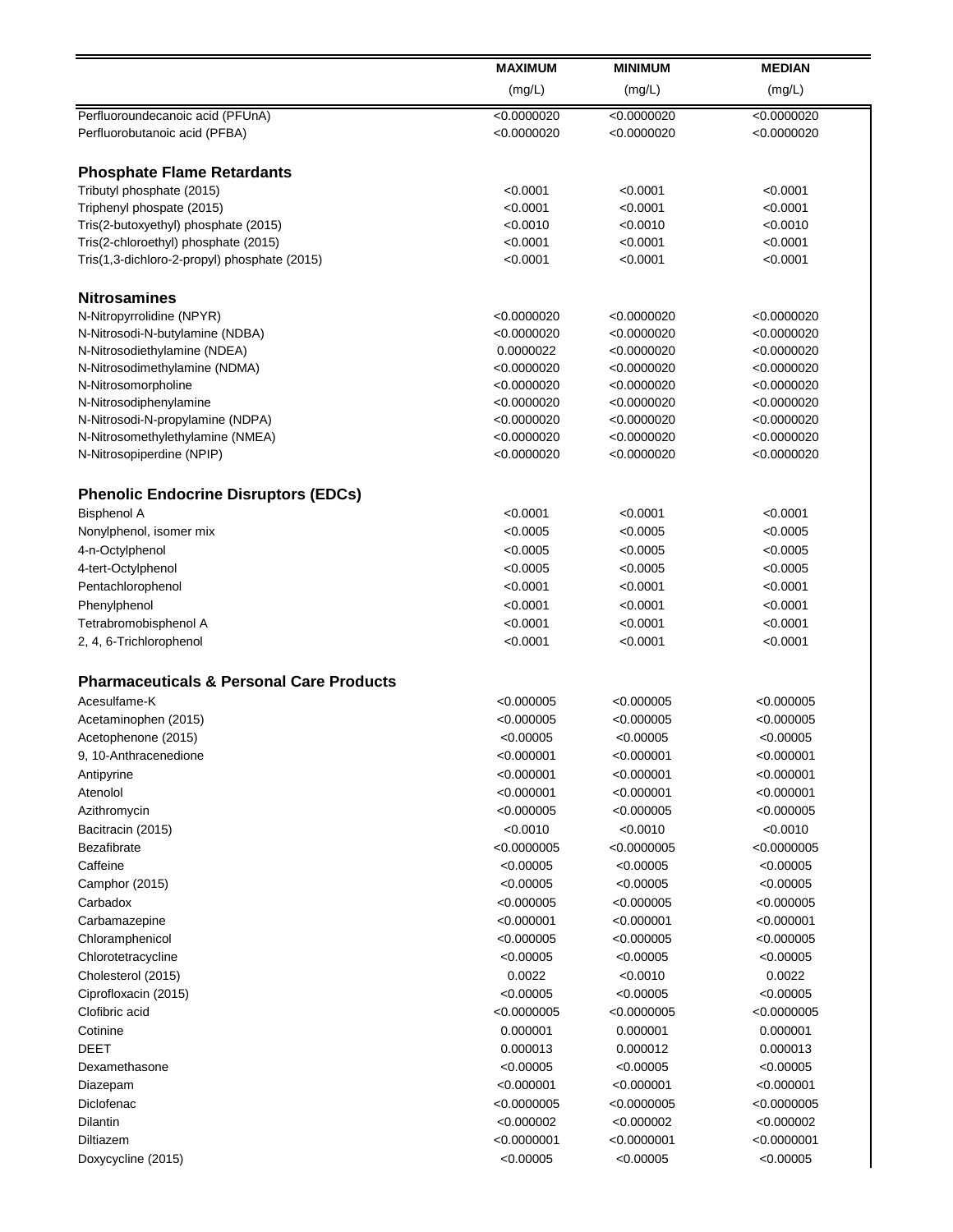| | MAXIMUM (mg/L) | MINIMUM (mg/L) | MEDIAN (mg/L) |
|---|---|---|---|
| Perfluoroundecanoic acid (PFUnA) | <0.0000020 | <0.0000020 | <0.0000020 |
| Perfluorobutanoic acid (PFBA) | <0.0000020 | <0.0000020 | <0.0000020 |
| **Phosphate Flame Retardants** | | | |
| Tributyl phosphate (2015) | <0.0001 | <0.0001 | <0.0001 |
| Triphenyl phospate (2015) | <0.0001 | <0.0001 | <0.0001 |
| Tris(2-butoxyethyl) phosphate (2015) | <0.0010 | <0.0010 | <0.0010 |
| Tris(2-chloroethyl) phosphate (2015) | <0.0001 | <0.0001 | <0.0001 |
| Tris(1,3-dichloro-2-propyl) phosphate (2015) | <0.0001 | <0.0001 | <0.0001 |
| **Nitrosamines** | | | |
| N-Nitropyrrolidine (NPYR) | <0.0000020 | <0.0000020 | <0.0000020 |
| N-Nitrosodi-N-butylamine (NDBA) | <0.0000020 | <0.0000020 | <0.0000020 |
| N-Nitrosodiethylamine (NDEA) | 0.0000022 | <0.0000020 | <0.0000020 |
| N-Nitrosodimethylamine (NDMA) | <0.0000020 | <0.0000020 | <0.0000020 |
| N-Nitrosomorpholine | <0.0000020 | <0.0000020 | <0.0000020 |
| N-Nitrosodiphenylamine | <0.0000020 | <0.0000020 | <0.0000020 |
| N-Nitrosodi-N-propylamine (NDPA) | <0.0000020 | <0.0000020 | <0.0000020 |
| N-Nitrosomethylethylamine (NMEA) | <0.0000020 | <0.0000020 | <0.0000020 |
| N-Nitrosopiperdine (NPIP) | <0.0000020 | <0.0000020 | <0.0000020 |
| **Phenolic Endocrine Disruptors (EDCs)** | | | |
| Bisphenol A | <0.0001 | <0.0001 | <0.0001 |
| Nonylphenol, isomer mix | <0.0005 | <0.0005 | <0.0005 |
| 4-n-Octylphenol | <0.0005 | <0.0005 | <0.0005 |
| 4-tert-Octylphenol | <0.0005 | <0.0005 | <0.0005 |
| Pentachlorophenol | <0.0001 | <0.0001 | <0.0001 |
| Phenylphenol | <0.0001 | <0.0001 | <0.0001 |
| Tetrabromobisphenol A | <0.0001 | <0.0001 | <0.0001 |
| 2, 4, 6-Trichlorophenol | <0.0001 | <0.0001 | <0.0001 |
| **Pharmaceuticals & Personal Care Products** | | | |
| Acesulfame-K | <0.000005 | <0.000005 | <0.000005 |
| Acetaminophen (2015) | <0.000005 | <0.000005 | <0.000005 |
| Acetophenone (2015) | <0.00005 | <0.00005 | <0.00005 |
| 9, 10-Anthracenedione | <0.000001 | <0.000001 | <0.000001 |
| Antipyrine | <0.000001 | <0.000001 | <0.000001 |
| Atenolol | <0.000001 | <0.000001 | <0.000001 |
| Azithromycin | <0.000005 | <0.000005 | <0.000005 |
| Bacitracin (2015) | <0.0010 | <0.0010 | <0.0010 |
| Bezafibrate | <0.0000005 | <0.0000005 | <0.0000005 |
| Caffeine | <0.00005 | <0.00005 | <0.00005 |
| Camphor (2015) | <0.00005 | <0.00005 | <0.00005 |
| Carbadox | <0.000005 | <0.000005 | <0.000005 |
| Carbamazepine | <0.000001 | <0.000001 | <0.000001 |
| Chloramphenicol | <0.000005 | <0.000005 | <0.000005 |
| Chlorotetracycline | <0.00005 | <0.00005 | <0.00005 |
| Cholesterol (2015) | 0.0022 | <0.0010 | 0.0022 |
| Ciprofloxacin (2015) | <0.00005 | <0.00005 | <0.00005 |
| Clofibric acid | <0.0000005 | <0.0000005 | <0.0000005 |
| Cotinine | 0.000001 | 0.000001 | 0.000001 |
| DEET | 0.000013 | 0.000012 | 0.000013 |
| Dexamethasone | <0.00005 | <0.00005 | <0.00005 |
| Diazepam | <0.000001 | <0.000001 | <0.000001 |
| Diclofenac | <0.0000005 | <0.0000005 | <0.0000005 |
| Dilantin | <0.000002 | <0.000002 | <0.000002 |
| Diltiazem | <0.0000001 | <0.0000001 | <0.0000001 |
| Doxycycline (2015) | <0.00005 | <0.00005 | <0.00005 |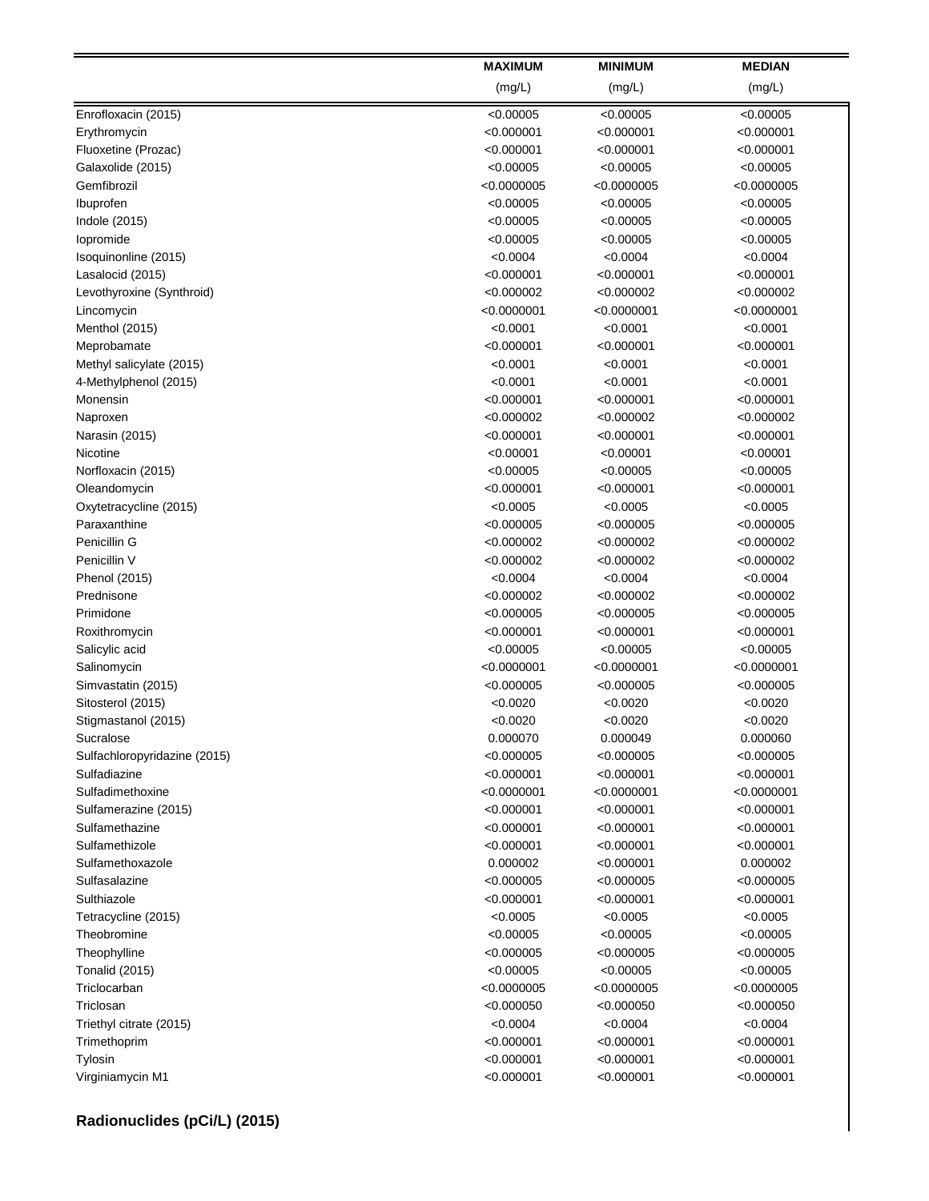| | MAXIMUM (mg/L) | MINIMUM (mg/L) | MEDIAN (mg/L) |
|---|---|---|---|
| Enrofloxacin (2015) | <0.00005 | <0.00005 | <0.00005 |
| Erythromycin | <0.000001 | <0.000001 | <0.000001 |
| Fluoxetine (Prozac) | <0.000001 | <0.000001 | <0.000001 |
| Galaxolide (2015) | <0.00005 | <0.00005 | <0.00005 |
| Gemfibrozil | <0.0000005 | <0.0000005 | <0.0000005 |
| Ibuprofen | <0.00005 | <0.00005 | <0.00005 |
| Indole (2015) | <0.00005 | <0.00005 | <0.00005 |
| Iopromide | <0.00005 | <0.00005 | <0.00005 |
| Isoquinonline (2015) | <0.0004 | <0.0004 | <0.0004 |
| Lasalocid (2015) | <0.000001 | <0.000001 | <0.000001 |
| Levothyroxine (Synthroid) | <0.000002 | <0.000002 | <0.000002 |
| Lincomycin | <0.0000001 | <0.0000001 | <0.0000001 |
| Menthol (2015) | <0.0001 | <0.0001 | <0.0001 |
| Meprobamate | <0.000001 | <0.000001 | <0.000001 |
| Methyl salicylate (2015) | <0.0001 | <0.0001 | <0.0001 |
| 4-Methylphenol (2015) | <0.0001 | <0.0001 | <0.0001 |
| Monensin | <0.000001 | <0.000001 | <0.000001 |
| Naproxen | <0.000002 | <0.000002 | <0.000002 |
| Narasin (2015) | <0.000001 | <0.000001 | <0.000001 |
| Nicotine | <0.00001 | <0.00001 | <0.00001 |
| Norfloxacin (2015) | <0.00005 | <0.00005 | <0.00005 |
| Oleandomycin | <0.000001 | <0.000001 | <0.000001 |
| Oxytetracycline (2015) | <0.0005 | <0.0005 | <0.0005 |
| Paraxanthine | <0.000005 | <0.000005 | <0.000005 |
| Penicillin G | <0.000002 | <0.000002 | <0.000002 |
| Penicillin V | <0.000002 | <0.000002 | <0.000002 |
| Phenol (2015) | <0.0004 | <0.0004 | <0.0004 |
| Prednisone | <0.000002 | <0.000002 | <0.000002 |
| Primidone | <0.000005 | <0.000005 | <0.000005 |
| Roxithromycin | <0.000001 | <0.000001 | <0.000001 |
| Salicylic acid | <0.00005 | <0.00005 | <0.00005 |
| Salinomycin | <0.0000001 | <0.0000001 | <0.0000001 |
| Simvastatin (2015) | <0.000005 | <0.000005 | <0.000005 |
| Sitosterol (2015) | <0.0020 | <0.0020 | <0.0020 |
| Stigmastanol (2015) | <0.0020 | <0.0020 | <0.0020 |
| Sucralose | 0.000070 | 0.000049 | 0.000060 |
| Sulfachloropyridazine (2015) | <0.000005 | <0.000005 | <0.000005 |
| Sulfadiazine | <0.000001 | <0.000001 | <0.000001 |
| Sulfadimethoxine | <0.0000001 | <0.0000001 | <0.0000001 |
| Sulfamerazine (2015) | <0.000001 | <0.000001 | <0.000001 |
| Sulfamethazine | <0.000001 | <0.000001 | <0.000001 |
| Sulfamethizole | <0.000001 | <0.000001 | <0.000001 |
| Sulfamethoxazole | 0.000002 | <0.000001 | 0.000002 |
| Sulfasalazine | <0.000005 | <0.000005 | <0.000005 |
| Sulthiazole | <0.000001 | <0.000001 | <0.000001 |
| Tetracycline (2015) | <0.0005 | <0.0005 | <0.0005 |
| Theobromine | <0.00005 | <0.00005 | <0.00005 |
| Theophylline | <0.000005 | <0.000005 | <0.000005 |
| Tonalid (2015) | <0.00005 | <0.00005 | <0.00005 |
| Triclocarban | <0.0000005 | <0.0000005 | <0.0000005 |
| Triclosan | <0.000050 | <0.000050 | <0.000050 |
| Triethyl citrate (2015) | <0.0004 | <0.0004 | <0.0004 |
| Trimethoprim | <0.000001 | <0.000001 | <0.000001 |
| Tylosin | <0.000001 | <0.000001 | <0.000001 |
| Virginiamycin M1 | <0.000001 | <0.000001 | <0.000001 |

**Radionuclides (pCi/L) (2015)**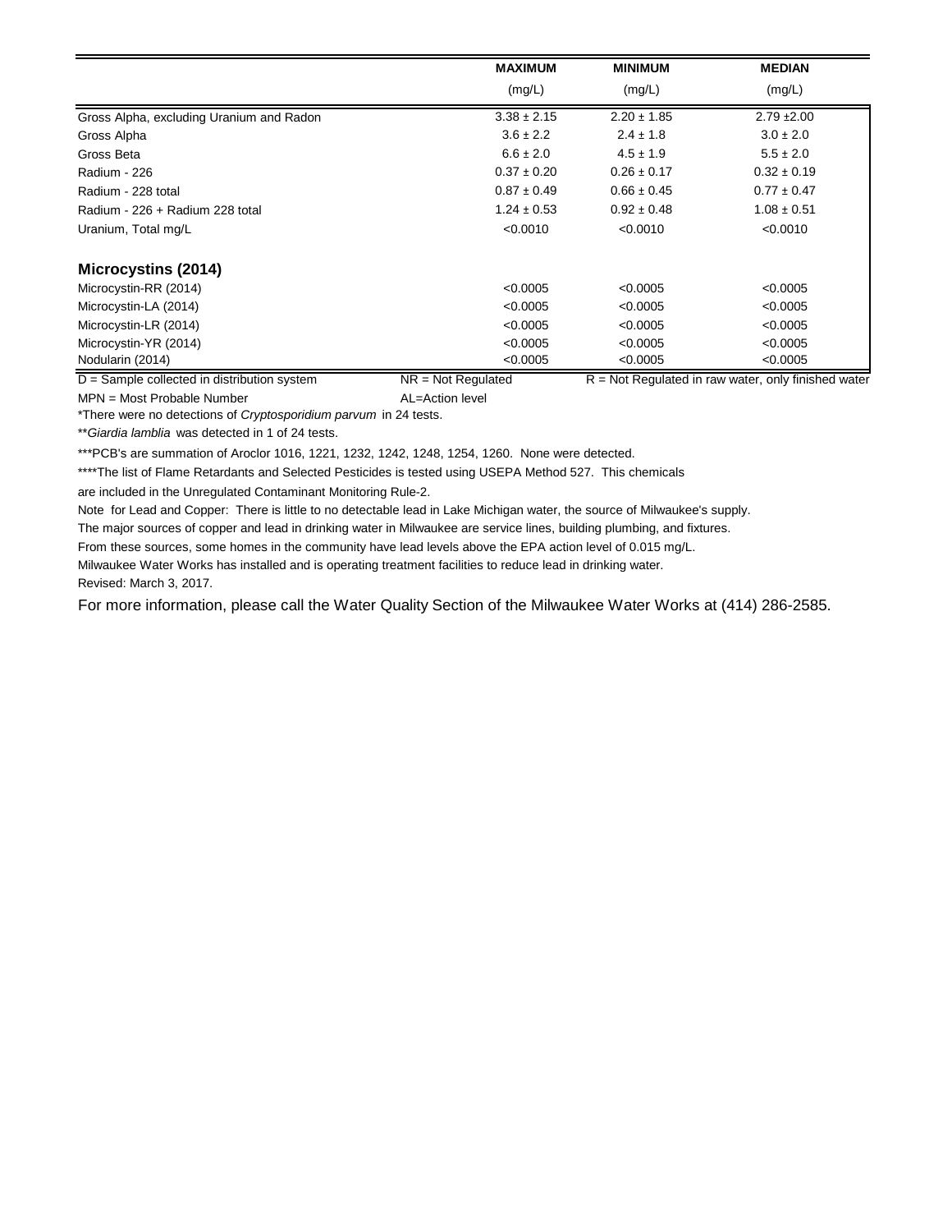| | MAXIMUM (mg/L) | MINIMUM (mg/L) | MEDIAN (mg/L) |
|---|---|---|---|
| Gross Alpha, excluding Uranium and Radon | 3.38 ± 2.15 | 2.20 ± 1.85 | 2.79 ±2.00 |
| Gross Alpha | 3.6 ± 2.2 | 2.4 ± 1.8 | 3.0 ± 2.0 |
| Gross Beta | 6.6 ± 2.0 | 4.5 ± 1.9 | 5.5 ± 2.0 |
| Radium - 226 | 0.37 ± 0.20 | 0.26 ± 0.17 | 0.32 ± 0.19 |
| Radium - 228 total | 0.87 ± 0.49 | 0.66 ± 0.45 | 0.77 ± 0.47 |
| Radium - 226 + Radium 228 total | 1.24 ± 0.53 | 0.92 ± 0.48 | 1.08 ± 0.51 |
| Uranium, Total mg/L | <0.0010 | <0.0010 | <0.0010 |
| **Microcystins (2014)** | | | |
| Microcystin-RR (2014) | <0.0005 | <0.0005 | <0.0005 |
| Microcystin-LA (2014) | <0.0005 | <0.0005 | <0.0005 |
| Microcystin-LR (2014) | <0.0005 | <0.0005 | <0.0005 |
| Microcystin-YR (2014) | <0.0005 | <0.0005 | <0.0005 |
| Nodularin (2014) | <0.0005 | <0.0005 | <0.0005 |

D = Sample collected in distribution system    NR = Not Regulated    R = Not Regulated in raw water, only finished water

MPN = Most Probable Number    AL=Action level

*There were no detections of *Cryptosporidium parvum* in 24 tests.

***Giardia lamblia* was detected in 1 of 24 tests.

***PCB's are summation of Aroclor 1016, 1221, 1232, 1242, 1248, 1254, 1260. None were detected.

****The list of Flame Retardants and Selected Pesticides is tested using USEPA Method 527. This chemicals are included in the Unregulated Contaminant Monitoring Rule-2.

Note for Lead and Copper: There is little to no detectable lead in Lake Michigan water, the source of Milwaukee's supply.
The major sources of copper and lead in drinking water in Milwaukee are service lines, building plumbing, and fixtures.
From these sources, some homes in the community have lead levels above the EPA action level of 0.015 mg/L.
Milwaukee Water Works has installed and is operating treatment facilities to reduce lead in drinking water.

Revised: March 3, 2017.

For more information, please call the Water Quality Section of the Milwaukee Water Works at (414) 286-2585.